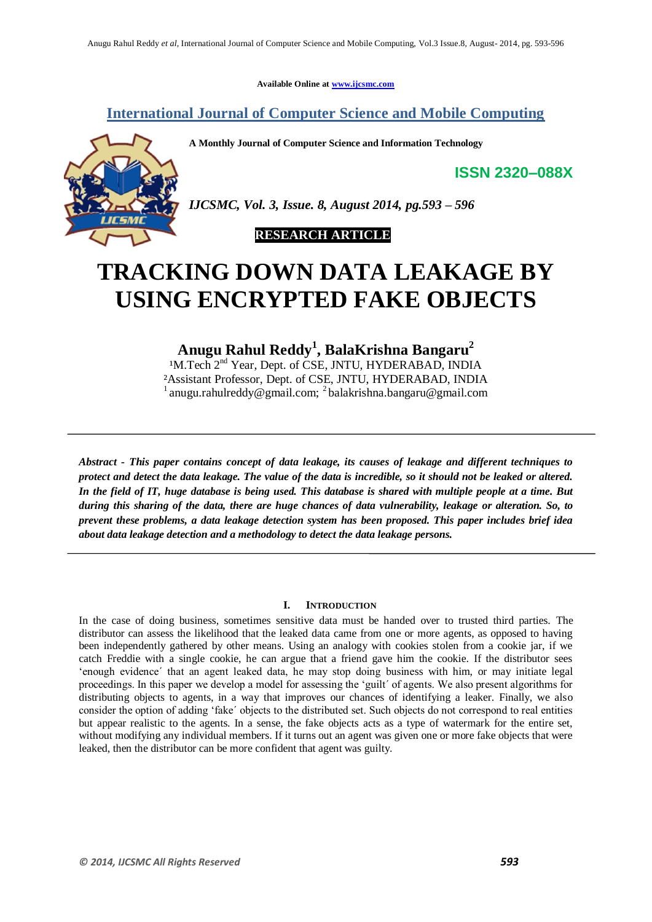Available Online at www.ijcsmc.com

# International Journal of Computer Science and Mobile Computing

**A Monthly Journal of Computer Science and Information Technology**

**ISSN 2320–088X**

*IJCSMC, Vol. 3, Issue. 8, August 2014, pg.593 – 596*

**RESEARCH ARTICLE**

# TRACKING DOWN DATA LEAKAGE BY USING ENCRYPTED FAKE OBJECTS

**Anugu Rahul Reddy[1], BalaKrishna Bangaru[2]**

[1]M.Tech 2nd Year, Dept. of CSE, JNTU, HYDERABAD, INDIA
[2]Assistant Professor, Dept. of CSE, JNTU, HYDERABAD, INDIA
[1] anugu.rahulreddy@gmail.com; [2] balakrishna.bangaru@gmail.com

***Abstract - This paper contains concept of data leakage, its causes of leakage and different techniques to protect and detect the data leakage. The value of the data is incredible, so it should not be leaked or altered. In the field of IT, huge database is being used. This database is shared with multiple people at a time. But during this sharing of the data, there are huge chances of data vulnerability, leakage or alteration. So, to prevent these problems, a data leakage detection system has been proposed. This paper includes brief idea about data leakage detection and a methodology to detect the data leakage persons.***

## I. Introduction

In the case of doing business, sometimes sensitive data must be handed over to trusted third parties. The distributor can assess the likelihood that the leaked data came from one or more agents, as opposed to having been independently gathered by other means. Using an analogy with cookies stolen from a cookie jar, if we catch Freddie with a single cookie, he can argue that a friend gave him the cookie. If the distributor sees 'enough evidence´ that an agent leaked data, he may stop doing business with him, or may initiate legal proceedings. In this paper we develop a model for assessing the 'guilt´ of agents. We also present algorithms for distributing objects to agents, in a way that improves our chances of identifying a leaker. Finally, we also consider the option of adding 'fake´ objects to the distributed set. Such objects do not correspond to real entities but appear realistic to the agents. In a sense, the fake objects acts as a type of watermark for the entire set, without modifying any individual members. If it turns out an agent was given one or more fake objects that were leaked, then the distributor can be more confident that agent was guilty.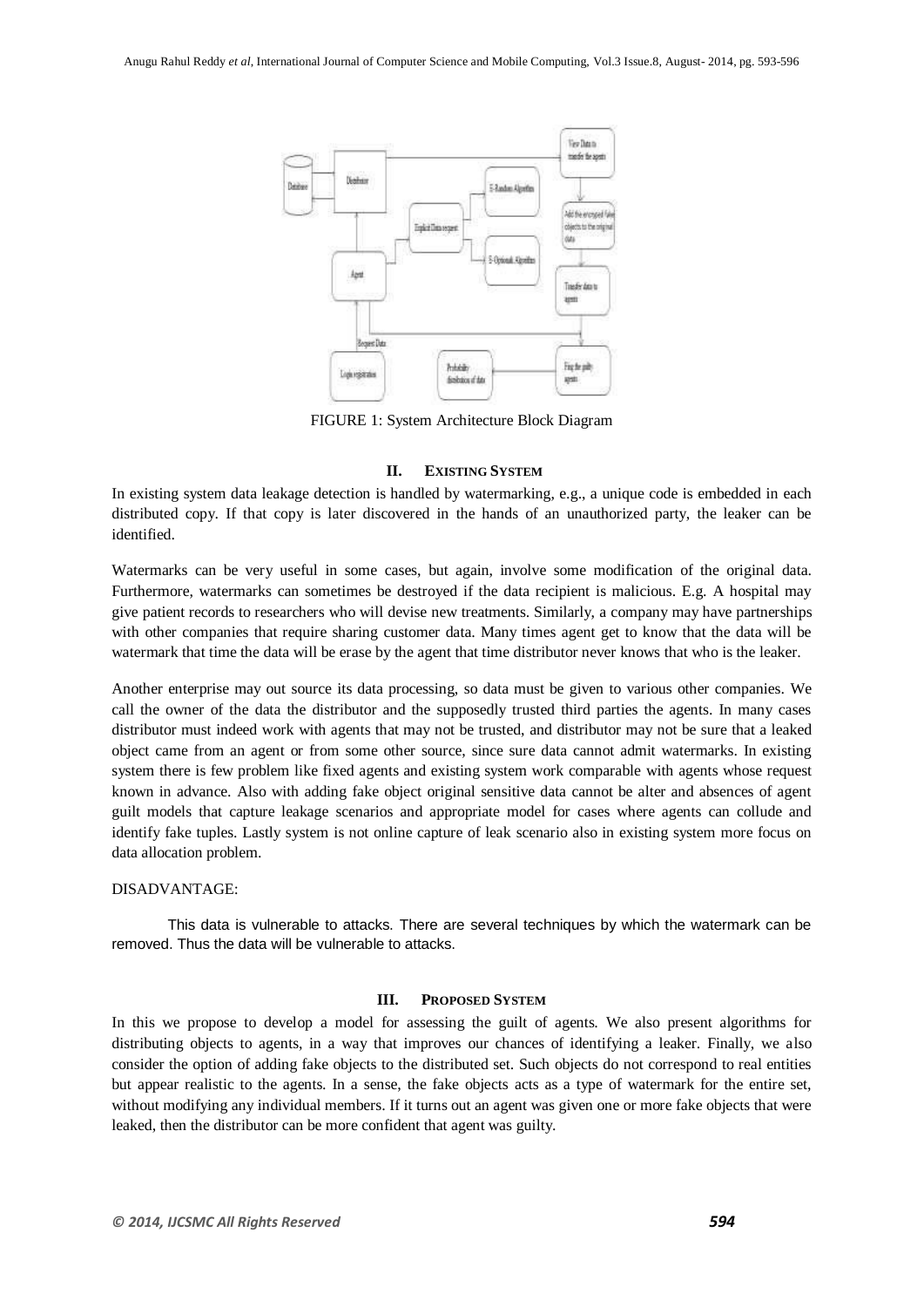FIGURE 1: System Architecture Block Diagram

## II. EXISTING SYSTEM

In existing system data leakage detection is handled by watermarking, e.g., a unique code is embedded in each distributed copy. If that copy is later discovered in the hands of an unauthorized party, the leaker can be identified.

Watermarks can be very useful in some cases, but again, involve some modification of the original data. Furthermore, watermarks can sometimes be destroyed if the data recipient is malicious. E.g. A hospital may give patient records to researchers who will devise new treatments. Similarly, a company may have partnerships with other companies that require sharing customer data. Many times agent get to know that the data will be watermark that time the data will be erase by the agent that time distributor never knows that who is the leaker.

Another enterprise may out source its data processing, so data must be given to various other companies. We call the owner of the data the distributor and the supposedly trusted third parties the agents. In many cases distributor must indeed work with agents that may not be trusted, and distributor may not be sure that a leaked object came from an agent or from some other source, since sure data cannot admit watermarks. In existing system there is few problem like fixed agents and existing system work comparable with agents whose request known in advance. Also with adding fake object original sensitive data cannot be alter and absences of agent guilt models that capture leakage scenarios and appropriate model for cases where agents can collude and identify fake tuples. Lastly system is not online capture of leak scenario also in existing system more focus on data allocation problem.

DISADVANTAGE:

This data is vulnerable to attacks. There are several techniques by which the watermark can be removed. Thus the data will be vulnerable to attacks.

## III. PROPOSED SYSTEM

In this we propose to develop a model for assessing the guilt of agents. We also present algorithms for distributing objects to agents, in a way that improves our chances of identifying a leaker. Finally, we also consider the option of adding fake objects to the distributed set. Such objects do not correspond to real entities but appear realistic to the agents. In a sense, the fake objects acts as a type of watermark for the entire set, without modifying any individual members. If it turns out an agent was given one or more fake objects that were leaked, then the distributor can be more confident that agent was guilty.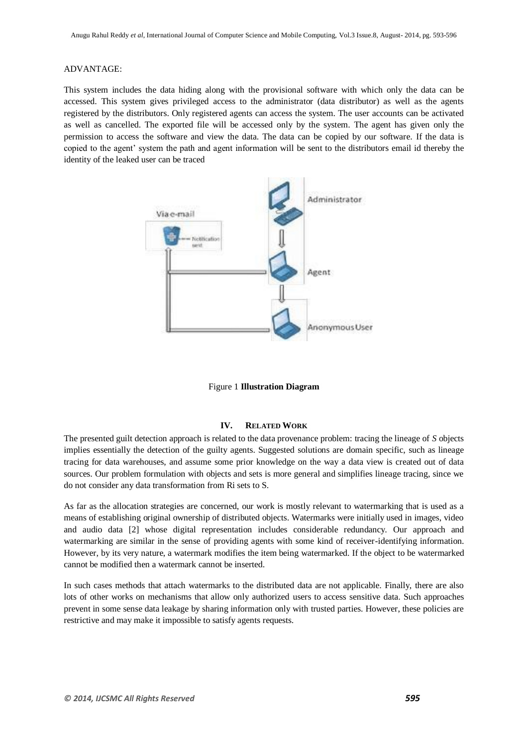ADVANTAGE:

This system includes the data hiding along with the provisional software with which only the data can be accessed. This system gives privileged access to the administrator (data distributor) as well as the agents registered by the distributors. Only registered agents can access the system. The user accounts can be activated as well as cancelled. The exported file will be accessed only by the system. The agent has given only the permission to access the software and view the data. The data can be copied by our software. If the data is copied to the agent' system the path and agent information will be sent to the distributors email id thereby the identity of the leaked user can be traced

Figure 1 **Illustration Diagram**

## IV. RELATED WORK

The presented guilt detection approach is related to the data provenance problem: tracing the lineage of *S* objects implies essentially the detection of the guilty agents. Suggested solutions are domain specific, such as lineage tracing for data warehouses, and assume some prior knowledge on the way a data view is created out of data sources. Our problem formulation with objects and sets is more general and simplifies lineage tracing, since we do not consider any data transformation from Ri sets to S.

As far as the allocation strategies are concerned, our work is mostly relevant to watermarking that is used as a means of establishing original ownership of distributed objects. Watermarks were initially used in images, video and audio data [2] whose digital representation includes considerable redundancy. Our approach and watermarking are similar in the sense of providing agents with some kind of receiver-identifying information. However, by its very nature, a watermark modifies the item being watermarked. If the object to be watermarked cannot be modified then a watermark cannot be inserted.

In such cases methods that attach watermarks to the distributed data are not applicable. Finally, there are also lots of other works on mechanisms that allow only authorized users to access sensitive data. Such approaches prevent in some sense data leakage by sharing information only with trusted parties. However, these policies are restrictive and may make it impossible to satisfy agents requests.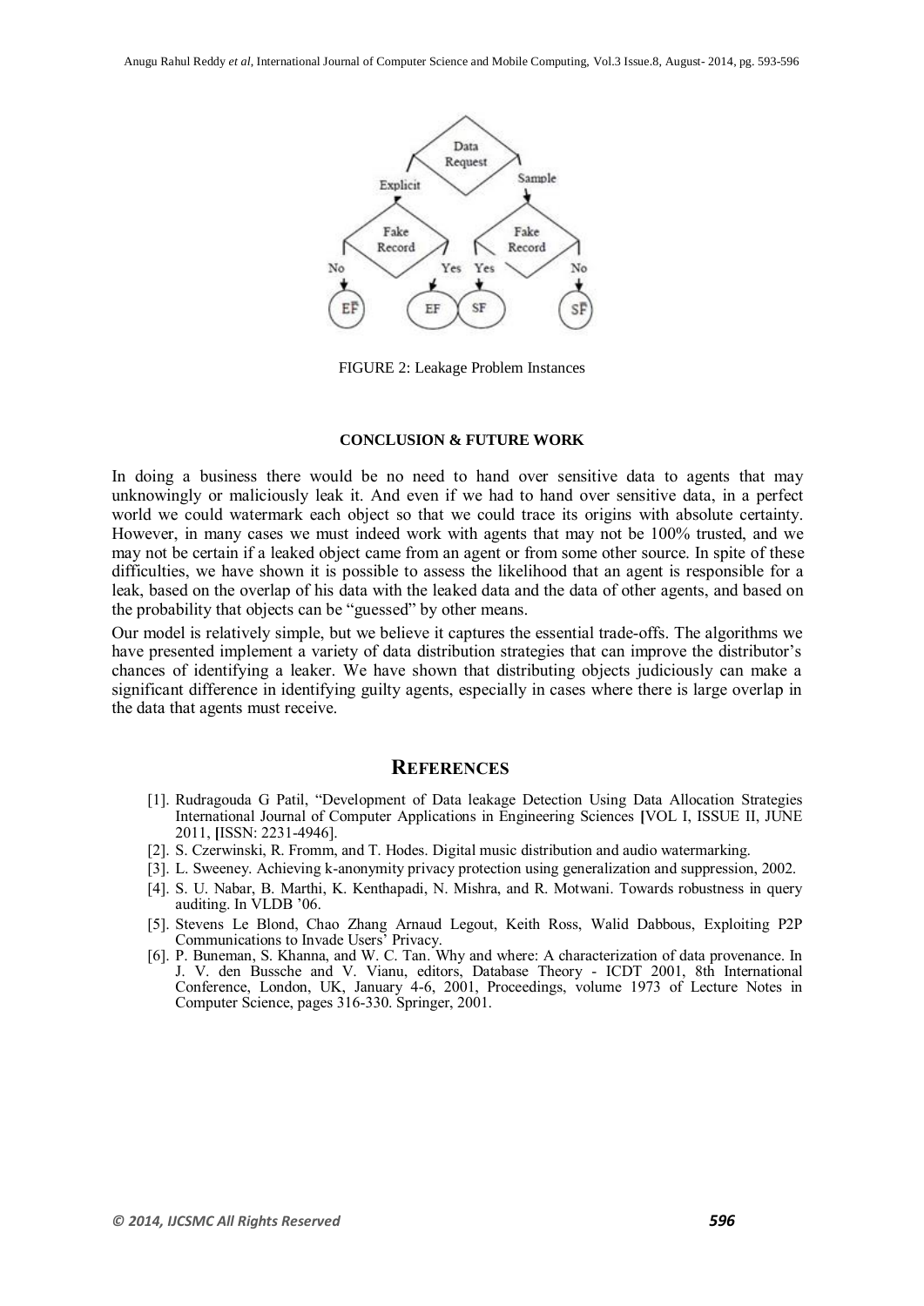Data Request

Explicit

Sample

Fake Record

Fake Record

No

Yes

Yes

No

EF̄

EF

SF

SF̄

FIGURE 2: Leakage Problem Instances

### CONCLUSION & FUTURE WORK

In doing a business there would be no need to hand over sensitive data to agents that may unknowingly or maliciously leak it. And even if we had to hand over sensitive data, in a perfect world we could watermark each object so that we could trace its origins with absolute certainty. However, in many cases we must indeed work with agents that may not be 100% trusted, and we may not be certain if a leaked object came from an agent or from some other source. In spite of these difficulties, we have shown it is possible to assess the likelihood that an agent is responsible for a leak, based on the overlap of his data with the leaked data and the data of other agents, and based on the probability that objects can be "guessed" by other means.

Our model is relatively simple, but we believe it captures the essential trade-offs. The algorithms we have presented implement a variety of data distribution strategies that can improve the distributor's chances of identifying a leaker. We have shown that distributing objects judiciously can make a significant difference in identifying guilty agents, especially in cases where there is large overlap in the data that agents must receive.

## REFERENCES

[1]. Rudragouda G Patil, "Development of Data leakage Detection Using Data Allocation Strategies International Journal of Computer Applications in Engineering Sciences [VOL I, ISSUE II, JUNE 2011, [ISSN: 2231-4946].

[2]. S. Czerwinski, R. Fromm, and T. Hodes. Digital music distribution and audio watermarking.

[3]. L. Sweeney. Achieving k-anonymity privacy protection using generalization and suppression, 2002.

[4]. S. U. Nabar, B. Marthi, K. Kenthapadi, N. Mishra, and R. Motwani. Towards robustness in query auditing. In VLDB '06.

[5]. Stevens Le Blond, Chao Zhang Arnaud Legout, Keith Ross, Walid Dabbous, Exploiting P2P Communications to Invade Users' Privacy.

[6]. P. Buneman, S. Khanna, and W. C. Tan. Why and where: A characterization of data provenance. In J. V. den Bussche and V. Vianu, editors, Database Theory - ICDT 2001, 8th International Conference, London, UK, January 4-6, 2001, Proceedings, volume 1973 of Lecture Notes in Computer Science, pages 316-330. Springer, 2001.